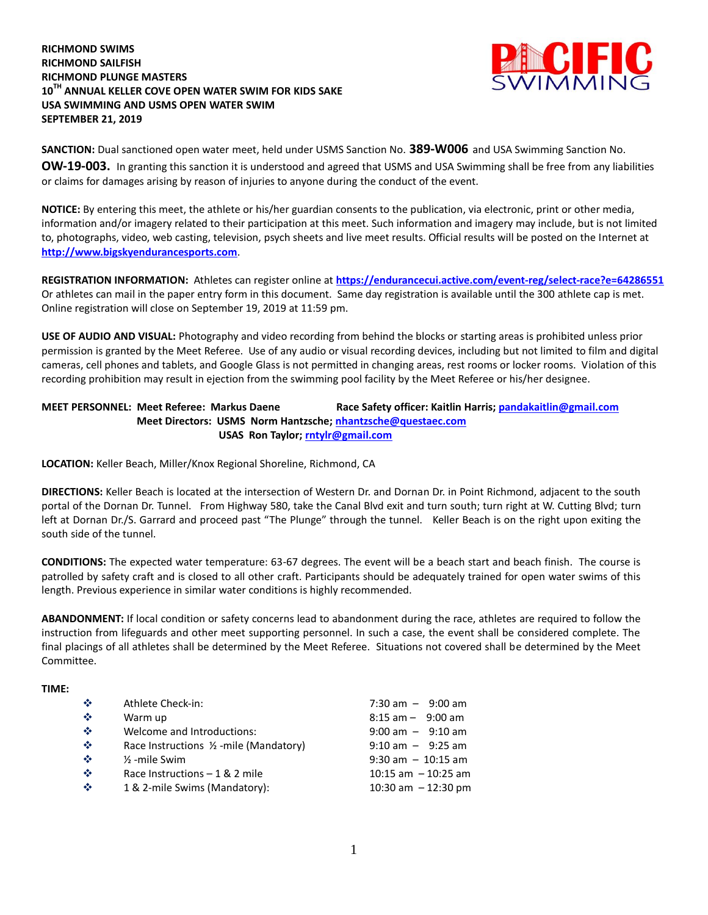**RICHMOND SWIMS**
**RICHMOND SAILFISH**
**RICHMOND PLUNGE MASTERS**
**10TH ANNUAL KELLER COVE OPEN WATER SWIM FOR KIDS SAKE**
**USA SWIMMING AND USMS OPEN WATER SWIM**
**SEPTEMBER 21, 2019**

**SANCTION:** Dual sanctioned open water meet, held under USMS Sanction No. **389-W006** and USA Swimming Sanction No. **OW-19-003.** In granting this sanction it is understood and agreed that USMS and USA Swimming shall be free from any liabilities or claims for damages arising by reason of injuries to anyone during the conduct of the event.

**NOTICE:** By entering this meet, the athlete or his/her guardian consents to the publication, via electronic, print or other media, information and/or imagery related to their participation at this meet. Such information and imagery may include, but is not limited to, photographs, video, web casting, television, psych sheets and live meet results. Official results will be posted on the Internet at **http://www.bigskyendurancesports.com**.

**REGISTRATION INFORMATION:** Athletes can register online at **https://endurancecui.active.com/event-reg/select-race?e=64286551** Or athletes can mail in the paper entry form in this document. Same day registration is available until the 300 athlete cap is met. Online registration will close on September 19, 2019 at 11:59 pm.

**USE OF AUDIO AND VISUAL:** Photography and video recording from behind the blocks or starting areas is prohibited unless prior permission is granted by the Meet Referee. Use of any audio or visual recording devices, including but not limited to film and digital cameras, cell phones and tablets, and Google Glass is not permitted in changing areas, rest rooms or locker rooms. Violation of this recording prohibition may result in ejection from the swimming pool facility by the Meet Referee or his/her designee.

**MEET PERSONNEL: Meet Referee: Markus Daene** **Race Safety officer: Kaitlin Harris; pandakaitlin@gmail.com**
**Meet Directors: USMS Norm Hantzsche; nhantzsche@questaec.com**
**USAS Ron Taylor; rntylr@gmail.com**

**LOCATION:** Keller Beach, Miller/Knox Regional Shoreline, Richmond, CA

**DIRECTIONS:** Keller Beach is located at the intersection of Western Dr. and Dornan Dr. in Point Richmond, adjacent to the south portal of the Dornan Dr. Tunnel. From Highway 580, take the Canal Blvd exit and turn south; turn right at W. Cutting Blvd; turn left at Dornan Dr./S. Garrard and proceed past "The Plunge" through the tunnel. Keller Beach is on the right upon exiting the south side of the tunnel.

**CONDITIONS:** The expected water temperature: 63-67 degrees. The event will be a beach start and beach finish. The course is patrolled by safety craft and is closed to all other craft. Participants should be adequately trained for open water swims of this length. Previous experience in similar water conditions is highly recommended.

**ABANDONMENT:** If local condition or safety concerns lead to abandonment during the race, athletes are required to follow the instruction from lifeguards and other meet supporting personnel. In such a case, the event shall be considered complete. The final placings of all athletes shall be determined by the Meet Referee. Situations not covered shall be determined by the Meet Committee.

**TIME:**

- Athlete Check-in: 7:30 am – 9:00 am
- Warm up 8:15 am – 9:00 am
- Welcome and Introductions: 9:00 am – 9:10 am
- Race Instructions ½ -mile (Mandatory) 9:10 am – 9:25 am
- ½ -mile Swim 9:30 am – 10:15 am
- Race Instructions – 1 & 2 mile 10:15 am – 10:25 am
- 1 & 2-mile Swims (Mandatory): 10:30 am – 12:30 pm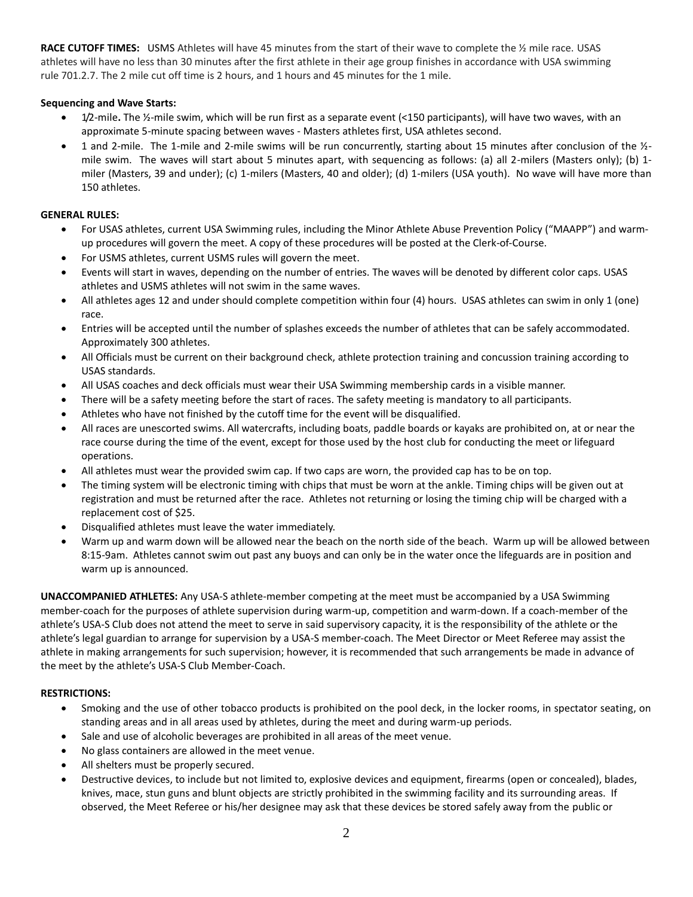**RACE CUTOFF TIMES:** USMS Athletes will have 45 minutes from the start of their wave to complete the ½ mile race. USAS athletes will have no less than 30 minutes after the first athlete in their age group finishes in accordance with USA swimming rule 701.2.7. The 2 mile cut off time is 2 hours, and 1 hours and 45 minutes for the 1 mile.

**Sequencing and Wave Starts:**

- 1/2-mile**.** The ½-mile swim, which will be run first as a separate event (<150 participants), will have two waves, with an approximate 5-minute spacing between waves - Masters athletes first, USA athletes second.
- 1 and 2-mile. The 1-mile and 2-mile swims will be run concurrently, starting about 15 minutes after conclusion of the ½-mile swim. The waves will start about 5 minutes apart, with sequencing as follows: (a) all 2-milers (Masters only); (b) 1-miler (Masters, 39 and under); (c) 1-milers (Masters, 40 and older); (d) 1-milers (USA youth). No wave will have more than 150 athletes.

**GENERAL RULES:**

- For USAS athletes, current USA Swimming rules, including the Minor Athlete Abuse Prevention Policy ("MAAPP") and warm-up procedures will govern the meet. A copy of these procedures will be posted at the Clerk-of-Course.
- For USMS athletes, current USMS rules will govern the meet.
- Events will start in waves, depending on the number of entries. The waves will be denoted by different color caps. USAS athletes and USMS athletes will not swim in the same waves.
- All athletes ages 12 and under should complete competition within four (4) hours. USAS athletes can swim in only 1 (one) race.
- Entries will be accepted until the number of splashes exceeds the number of athletes that can be safely accommodated. Approximately 300 athletes.
- All Officials must be current on their background check, athlete protection training and concussion training according to USAS standards.
- All USAS coaches and deck officials must wear their USA Swimming membership cards in a visible manner.
- There will be a safety meeting before the start of races. The safety meeting is mandatory to all participants.
- Athletes who have not finished by the cutoff time for the event will be disqualified.
- All races are unescorted swims. All watercrafts, including boats, paddle boards or kayaks are prohibited on, at or near the race course during the time of the event, except for those used by the host club for conducting the meet or lifeguard operations.
- All athletes must wear the provided swim cap. If two caps are worn, the provided cap has to be on top.
- The timing system will be electronic timing with chips that must be worn at the ankle. Timing chips will be given out at registration and must be returned after the race. Athletes not returning or losing the timing chip will be charged with a replacement cost of $25.
- Disqualified athletes must leave the water immediately.
- Warm up and warm down will be allowed near the beach on the north side of the beach. Warm up will be allowed between 8:15-9am. Athletes cannot swim out past any buoys and can only be in the water once the lifeguards are in position and warm up is announced.

**UNACCOMPANIED ATHLETES:** Any USA-S athlete-member competing at the meet must be accompanied by a USA Swimming member-coach for the purposes of athlete supervision during warm-up, competition and warm-down. If a coach-member of the athlete's USA-S Club does not attend the meet to serve in said supervisory capacity, it is the responsibility of the athlete or the athlete's legal guardian to arrange for supervision by a USA-S member-coach. The Meet Director or Meet Referee may assist the athlete in making arrangements for such supervision; however, it is recommended that such arrangements be made in advance of the meet by the athlete's USA-S Club Member-Coach.

**RESTRICTIONS:**

- Smoking and the use of other tobacco products is prohibited on the pool deck, in the locker rooms, in spectator seating, on standing areas and in all areas used by athletes, during the meet and during warm-up periods.
- Sale and use of alcoholic beverages are prohibited in all areas of the meet venue.
- No glass containers are allowed in the meet venue.
- All shelters must be properly secured.
- Destructive devices, to include but not limited to, explosive devices and equipment, firearms (open or concealed), blades, knives, mace, stun guns and blunt objects are strictly prohibited in the swimming facility and its surrounding areas. If observed, the Meet Referee or his/her designee may ask that these devices be stored safely away from the public or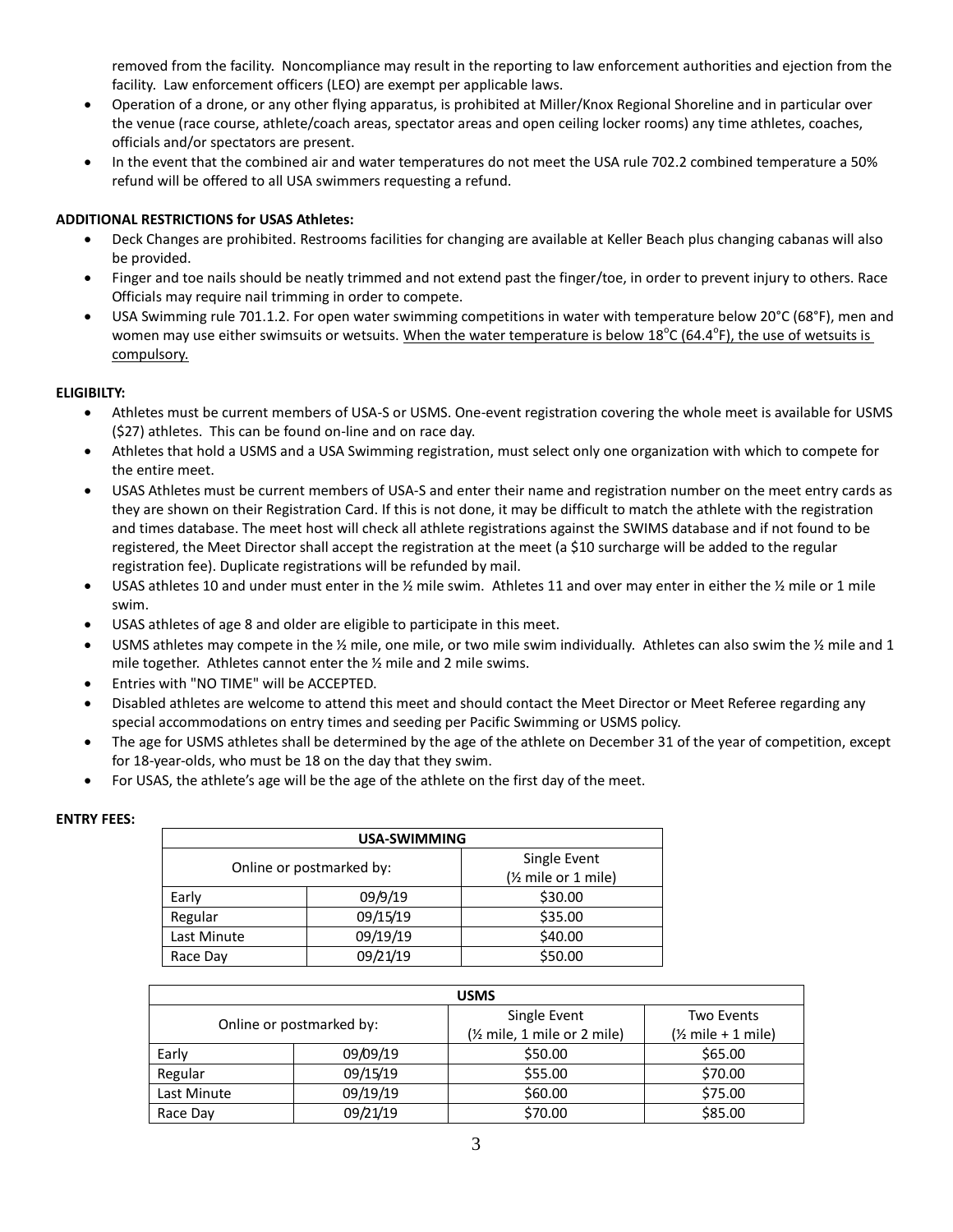removed from the facility. Noncompliance may result in the reporting to law enforcement authorities and ejection from the facility. Law enforcement officers (LEO) are exempt per applicable laws.

- Operation of a drone, or any other flying apparatus, is prohibited at Miller/Knox Regional Shoreline and in particular over the venue (race course, athlete/coach areas, spectator areas and open ceiling locker rooms) any time athletes, coaches, officials and/or spectators are present.
- In the event that the combined air and water temperatures do not meet the USA rule 702.2 combined temperature a 50% refund will be offered to all USA swimmers requesting a refund.

**ADDITIONAL RESTRICTIONS for USAS Athletes:**

- Deck Changes are prohibited. Restrooms facilities for changing are available at Keller Beach plus changing cabanas will also be provided.
- Finger and toe nails should be neatly trimmed and not extend past the finger/toe, in order to prevent injury to others. Race Officials may require nail trimming in order to compete.
- USA Swimming rule 701.1.2. For open water swimming competitions in water with temperature below 20°C (68°F), men and women may use either swimsuits or wetsuits. When the water temperature is below 18°C (64.4°F), the use of wetsuits is compulsory.

**ELIGIBILTY:**

- Athletes must be current members of USA-S or USMS. One-event registration covering the whole meet is available for USMS ($27) athletes. This can be found on-line and on race day.
- Athletes that hold a USMS and a USA Swimming registration, must select only one organization with which to compete for the entire meet.
- USAS Athletes must be current members of USA-S and enter their name and registration number on the meet entry cards as they are shown on their Registration Card. If this is not done, it may be difficult to match the athlete with the registration and times database. The meet host will check all athlete registrations against the SWIMS database and if not found to be registered, the Meet Director shall accept the registration at the meet (a $10 surcharge will be added to the regular registration fee). Duplicate registrations will be refunded by mail.
- USAS athletes 10 and under must enter in the ½ mile swim. Athletes 11 and over may enter in either the ½ mile or 1 mile swim.
- USAS athletes of age 8 and older are eligible to participate in this meet.
- USMS athletes may compete in the ½ mile, one mile, or two mile swim individually. Athletes can also swim the ½ mile and 1 mile together. Athletes cannot enter the ½ mile and 2 mile swims.
- Entries with "NO TIME" will be ACCEPTED.
- Disabled athletes are welcome to attend this meet and should contact the Meet Director or Meet Referee regarding any special accommodations on entry times and seeding per Pacific Swimming or USMS policy.
- The age for USMS athletes shall be determined by the age of the athlete on December 31 of the year of competition, except for 18-year-olds, who must be 18 on the day that they swim.
- For USAS, the athlete's age will be the age of the athlete on the first day of the meet.

**ENTRY FEES:**

| USA-SWIMMING | | |
|---|---|---|
| Online or postmarked by: | | Single Event (½ mile or 1 mile) |
| Early | 09/9/19 | $30.00 |
| Regular | 09/15/19 | $35.00 |
| Last Minute | 09/19/19 | $40.00 |
| Race Day | 09/21/19 | $50.00 |

| USMS | | | |
|---|---|---|---|
| Online or postmarked by: | | Single Event (½ mile, 1 mile or 2 mile) | Two Events (½ mile + 1 mile) |
| Early | 09/09/19 | $50.00 | $65.00 |
| Regular | 09/15/19 | $55.00 | $70.00 |
| Last Minute | 09/19/19 | $60.00 | $75.00 |
| Race Day | 09/21/19 | $70.00 | $85.00 |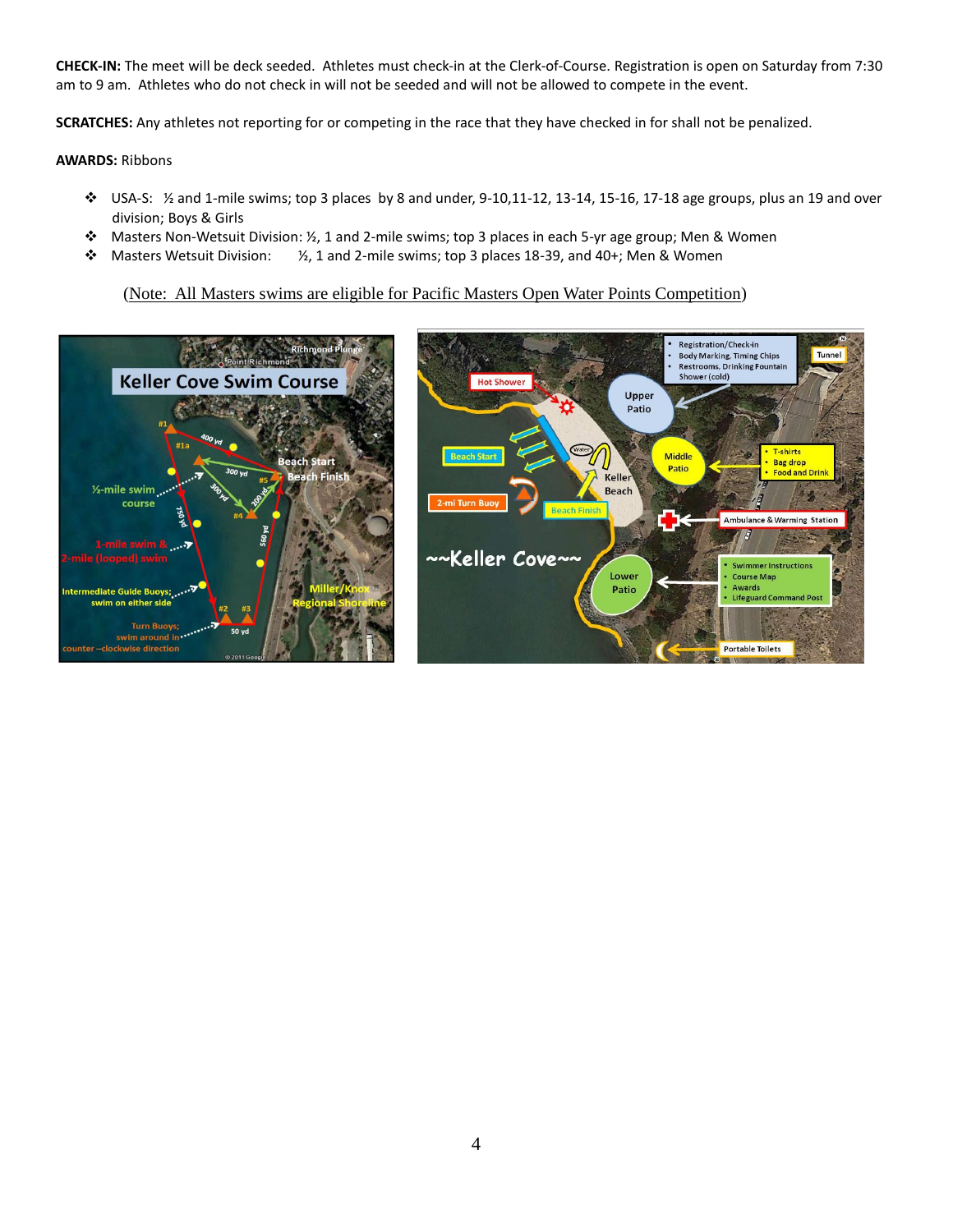**CHECK-IN:** The meet will be deck seeded. Athletes must check-in at the Clerk-of-Course. Registration is open on Saturday from 7:30 am to 9 am. Athletes who do not check in will not be seeded and will not be allowed to compete in the event.

**SCRATCHES:** Any athletes not reporting for or competing in the race that they have checked in for shall not be penalized.

**AWARDS:** Ribbons

- USA-S: ½ and 1-mile swims; top 3 places by 8 and under, 9-10,11-12, 13-14, 15-16, 17-18 age groups, plus an 19 and over division; Boys & Girls
- Masters Non-Wetsuit Division: ½, 1 and 2-mile swims; top 3 places in each 5-yr age group; Men & Women
- Masters Wetsuit Division: ½, 1 and 2-mile swims; top 3 places 18-39, and 40+; Men & Women

(Note: All Masters swims are eligible for Pacific Masters Open Water Points Competition)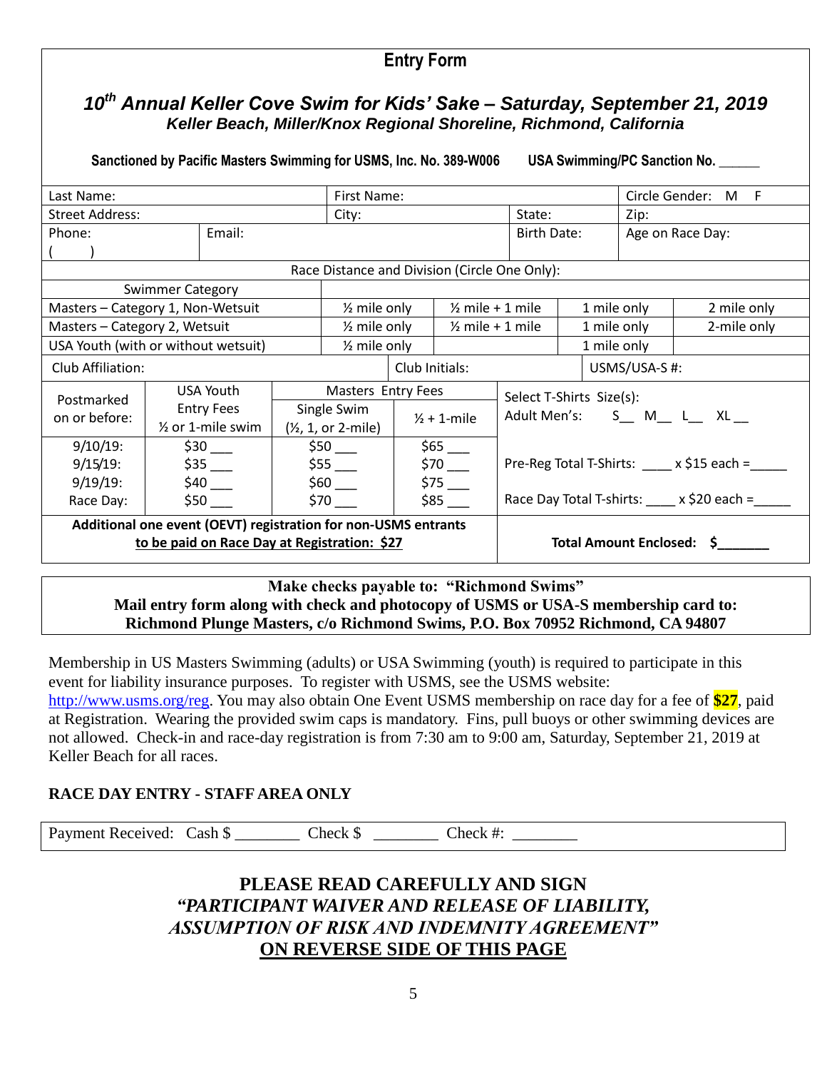# Entry Form

## *10th Annual Keller Cove Swim for Kids' Sake – Saturday, September 21, 2019*

***Keller Beach, Miller/Knox Regional Shoreline, Richmond, California***

**Sanctioned by Pacific Masters Swimming for USMS, Inc. No. 389-W006 USA Swimming/PC Sanction No. ______**

| Last Name: | | First Name: | | State: | Circle Gender: M F |
|---|---|---|---|---|---|
| Street Address: | | City: | | State: | Zip: |
| Phone: ( ) | Email: | | | Birth Date: | Age on Race Day: |

| Race Distance and Division (Circle One Only): | | | | |
|---|---|---|---|---|
| Swimmer Category | | | | |
| Masters – Category 1, Non-Wetsuit | ½ mile only | ½ mile + 1 mile | 1 mile only | 2 mile only |
| Masters – Category 2, Wetsuit | ½ mile only | ½ mile + 1 mile | 1 mile only | 2-mile only |
| USA Youth (with or without wetsuit) | ½ mile only | | 1 mile only | |

| Club Affiliation: | Club Initials: | USMS/USA-S #: |
|---|---|---|

| Postmarked on or before: | USA Youth Entry Fees ½ or 1-mile swim | Masters Entry Fees Single Swim (½, 1, or 2-mile) | Masters Entry Fees ½ + 1-mile | Select T-Shirts Size(s): Adult Men's: S__ M__ L__ XL__ |
|---|---|---|---|---|
| 9/10/19: | $30 ___ | $50 ___ | $65 ___ | |
| 9/15/19: | $35 ___ | $55 ___ | $70 ___ | Pre-Reg Total T-Shirts: ____ x $15 each =_____ |
| 9/19/19: | $40 ___ | $60 ___ | $75 ___ | |
| Race Day: | $50 ___ | $70 ___ | $85 ___ | Race Day Total T-shirts: ____ x $20 each =_____ |
| **Additional one event (OEVT) registration for non-USMS entrants** **to be paid on Race Day at Registration: $27** | | | | **Total Amount Enclosed: $_______** |

**Make checks payable to: "Richmond Swims"**
**Mail entry form along with check and photocopy of USMS or USA-S membership card to:**
**Richmond Plunge Masters, c/o Richmond Swims, P.O. Box 70952 Richmond, CA 94807**

Membership in US Masters Swimming (adults) or USA Swimming (youth) is required to participate in this event for liability insurance purposes. To register with USMS, see the USMS website: http://www.usms.org/reg. You may also obtain One Event USMS membership on race day for a fee of **$27**, paid at Registration. Wearing the provided swim caps is mandatory. Fins, pull buoys or other swimming devices are not allowed. Check-in and race-day registration is from 7:30 am to 9:00 am, Saturday, September 21, 2019 at Keller Beach for all races.

**RACE DAY ENTRY - STAFF AREA ONLY**

Payment Received: Cash $ ________ Check $ ________ Check #: ________

## PLEASE READ CAREFULLY AND SIGN
## *"PARTICIPANT WAIVER AND RELEASE OF LIABILITY, ASSUMPTION OF RISK AND INDEMNITY AGREEMENT"*
## ON REVERSE SIDE OF THIS PAGE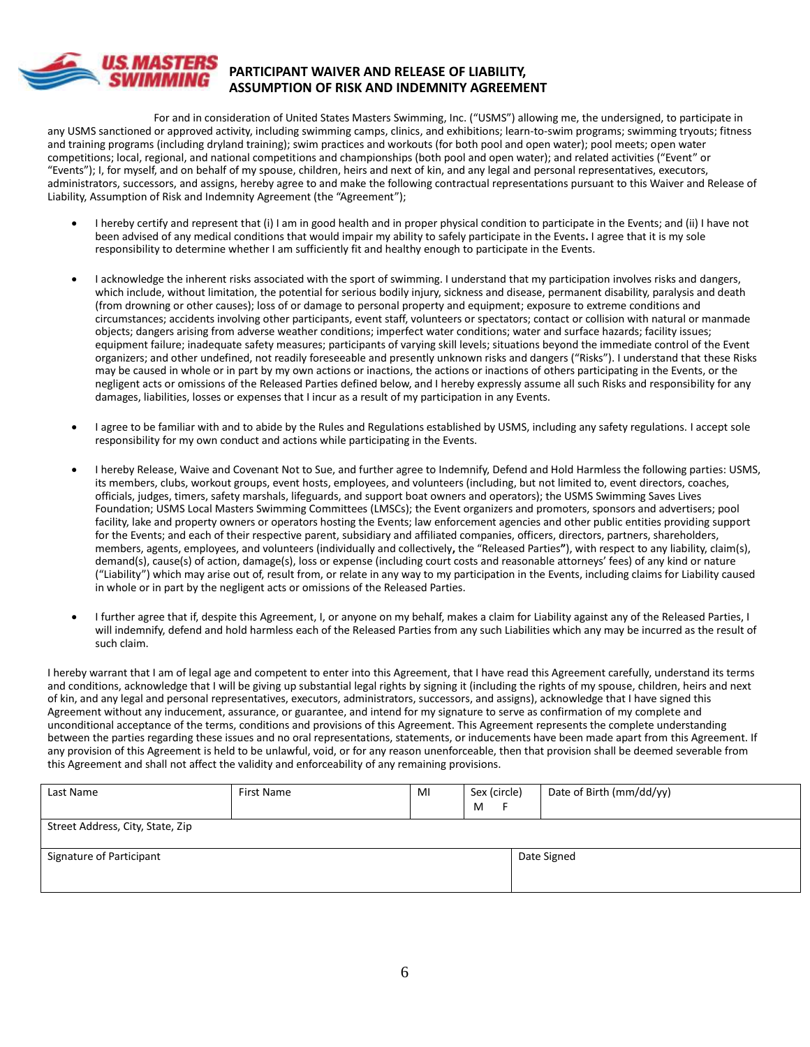# PARTICIPANT WAIVER AND RELEASE OF LIABILITY, ASSUMPTION OF RISK AND INDEMNITY AGREEMENT

For and in consideration of United States Masters Swimming, Inc. ("USMS") allowing me, the undersigned, to participate in any USMS sanctioned or approved activity, including swimming camps, clinics, and exhibitions; learn-to-swim programs; swimming tryouts; fitness and training programs (including dryland training); swim practices and workouts (for both pool and open water); pool meets; open water competitions; local, regional, and national competitions and championships (both pool and open water); and related activities ("Event" or "Events"); I, for myself, and on behalf of my spouse, children, heirs and next of kin, and any legal and personal representatives, executors, administrators, successors, and assigns, hereby agree to and make the following contractual representations pursuant to this Waiver and Release of Liability, Assumption of Risk and Indemnity Agreement (the "Agreement");

- I hereby certify and represent that (i) I am in good health and in proper physical condition to participate in the Events; and (ii) I have not been advised of any medical conditions that would impair my ability to safely participate in the Events**.** I agree that it is my sole responsibility to determine whether I am sufficiently fit and healthy enough to participate in the Events.

- I acknowledge the inherent risks associated with the sport of swimming. I understand that my participation involves risks and dangers, which include, without limitation, the potential for serious bodily injury, sickness and disease, permanent disability, paralysis and death (from drowning or other causes); loss of or damage to personal property and equipment; exposure to extreme conditions and circumstances; accidents involving other participants, event staff, volunteers or spectators; contact or collision with natural or manmade objects; dangers arising from adverse weather conditions; imperfect water conditions; water and surface hazards; facility issues; equipment failure; inadequate safety measures; participants of varying skill levels; situations beyond the immediate control of the Event organizers; and other undefined, not readily foreseeable and presently unknown risks and dangers ("Risks"). I understand that these Risks may be caused in whole or in part by my own actions or inactions, the actions or inactions of others participating in the Events, or the negligent acts or omissions of the Released Parties defined below, and I hereby expressly assume all such Risks and responsibility for any damages, liabilities, losses or expenses that I incur as a result of my participation in any Events.

- I agree to be familiar with and to abide by the Rules and Regulations established by USMS, including any safety regulations. I accept sole responsibility for my own conduct and actions while participating in the Events.

- I hereby Release, Waive and Covenant Not to Sue, and further agree to Indemnify, Defend and Hold Harmless the following parties: USMS, its members, clubs, workout groups, event hosts, employees, and volunteers (including, but not limited to, event directors, coaches, officials, judges, timers, safety marshals, lifeguards, and support boat owners and operators); the USMS Swimming Saves Lives Foundation; USMS Local Masters Swimming Committees (LMSCs); the Event organizers and promoters, sponsors and advertisers; pool facility, lake and property owners or operators hosting the Events; law enforcement agencies and other public entities providing support for the Events; and each of their respective parent, subsidiary and affiliated companies, officers, directors, partners, shareholders, members, agents, employees, and volunteers (individually and collectively**,** the "Released Parties**"**), with respect to any liability, claim(s), demand(s), cause(s) of action, damage(s), loss or expense (including court costs and reasonable attorneys' fees) of any kind or nature ("Liability") which may arise out of, result from, or relate in any way to my participation in the Events, including claims for Liability caused in whole or in part by the negligent acts or omissions of the Released Parties.

- I further agree that if, despite this Agreement, I, or anyone on my behalf, makes a claim for Liability against any of the Released Parties, I will indemnify, defend and hold harmless each of the Released Parties from any such Liabilities which any may be incurred as the result of such claim.

I hereby warrant that I am of legal age and competent to enter into this Agreement, that I have read this Agreement carefully, understand its terms and conditions, acknowledge that I will be giving up substantial legal rights by signing it (including the rights of my spouse, children, heirs and next of kin, and any legal and personal representatives, executors, administrators, successors, and assigns), acknowledge that I have signed this Agreement without any inducement, assurance, or guarantee, and intend for my signature to serve as confirmation of my complete and unconditional acceptance of the terms, conditions and provisions of this Agreement. This Agreement represents the complete understanding between the parties regarding these issues and no oral representations, statements, or inducements have been made apart from this Agreement. If any provision of this Agreement is held to be unlawful, void, or for any reason unenforceable, then that provision shall be deemed severable from this Agreement and shall not affect the validity and enforceability of any remaining provisions.

| | | | | |
|---|---|---|---|---|
| Last Name | First Name | MI | Sex (circle) M F | Date of Birth (mm/dd/yy) |
| Street Address, City, State, Zip | | | | |
| Signature of Participant | | | | Date Signed |